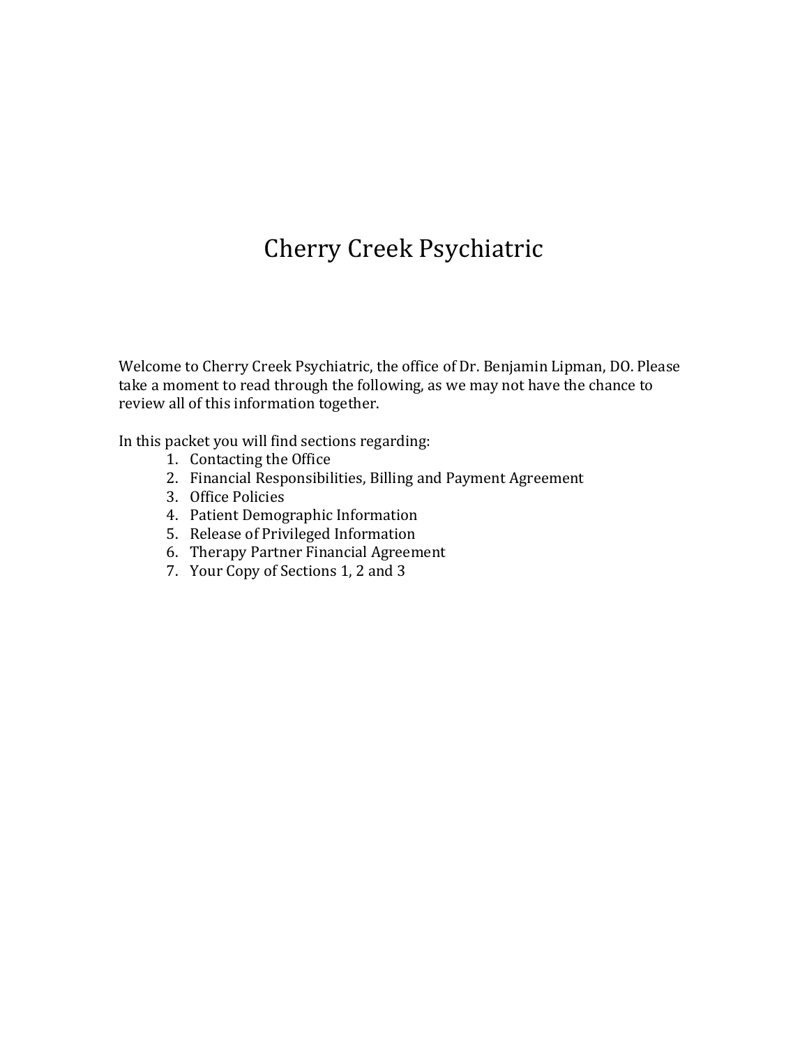# Cherry Creek Psychiatric

Welcome to Cherry Creek Psychiatric, the office of Dr. Benjamin Lipman, DO. Please take a moment to read through the following, as we may not have the chance to review all of this information together.

In this packet you will find sections regarding:

1. Contacting the Office
2. Financial Responsibilities, Billing and Payment Agreement
3. Office Policies
4. Patient Demographic Information
5. Release of Privileged Information
6. Therapy Partner Financial Agreement
7. Your Copy of Sections 1, 2 and 3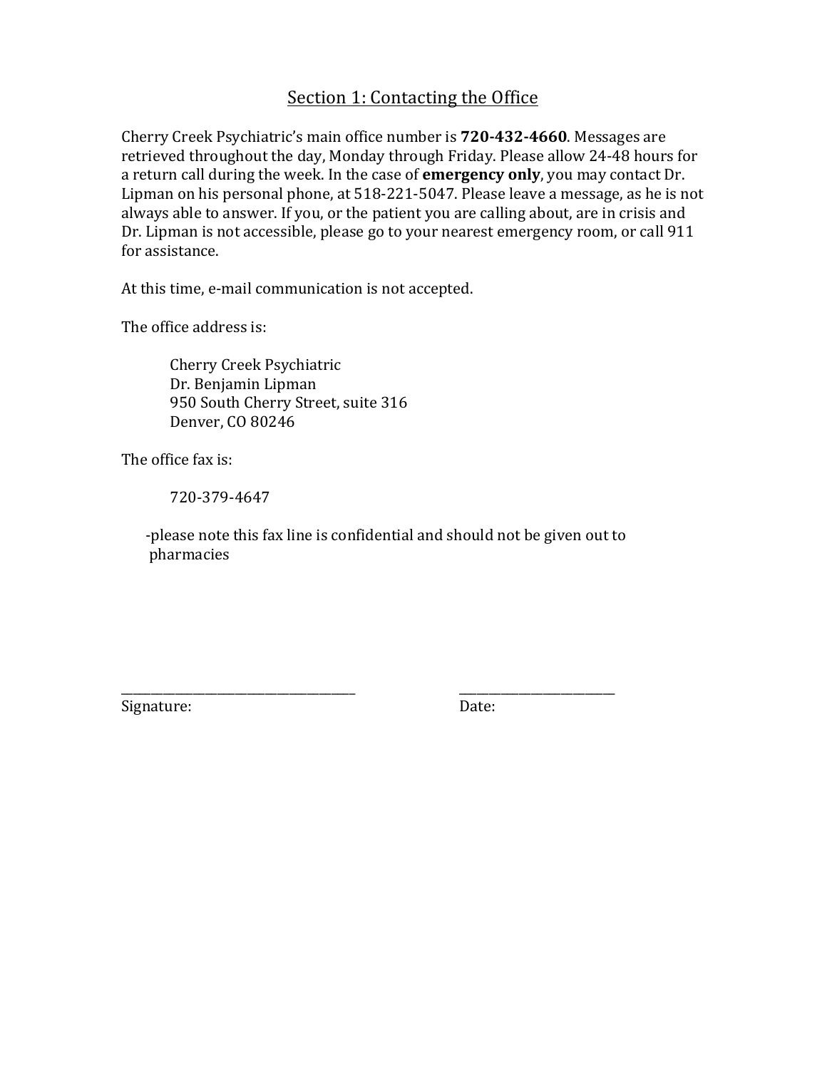## Section 1: Contacting the Office

Cherry Creek Psychiatric's main office number is **720-432-4660**. Messages are retrieved throughout the day, Monday through Friday. Please allow 24-48 hours for a return call during the week. In the case of **emergency only**, you may contact Dr. Lipman on his personal phone, at 518-221-5047. Please leave a message, as he is not always able to answer. If you, or the patient you are calling about, are in crisis and Dr. Lipman is not accessible, please go to your nearest emergency room, or call 911 for assistance.

At this time, e-mail communication is not accepted.

The office address is:

> Cherry Creek Psychiatric
> Dr. Benjamin Lipman
> 950 South Cherry Street, suite 316
> Denver, CO 80246

The office fax is:

> 720-379-4647

-please note this fax line is confidential and should not be given out to pharmacies

\_\_\_\_\_\_\_\_\_\_\_\_\_\_\_\_\_\_\_\_\_\_\_\_\_\_\_\_\_\_\_\_\_\_ \_\_\_\_\_\_\_\_\_\_\_\_\_\_\_\_\_\_\_\_\_\_\_\_
Signature: Date: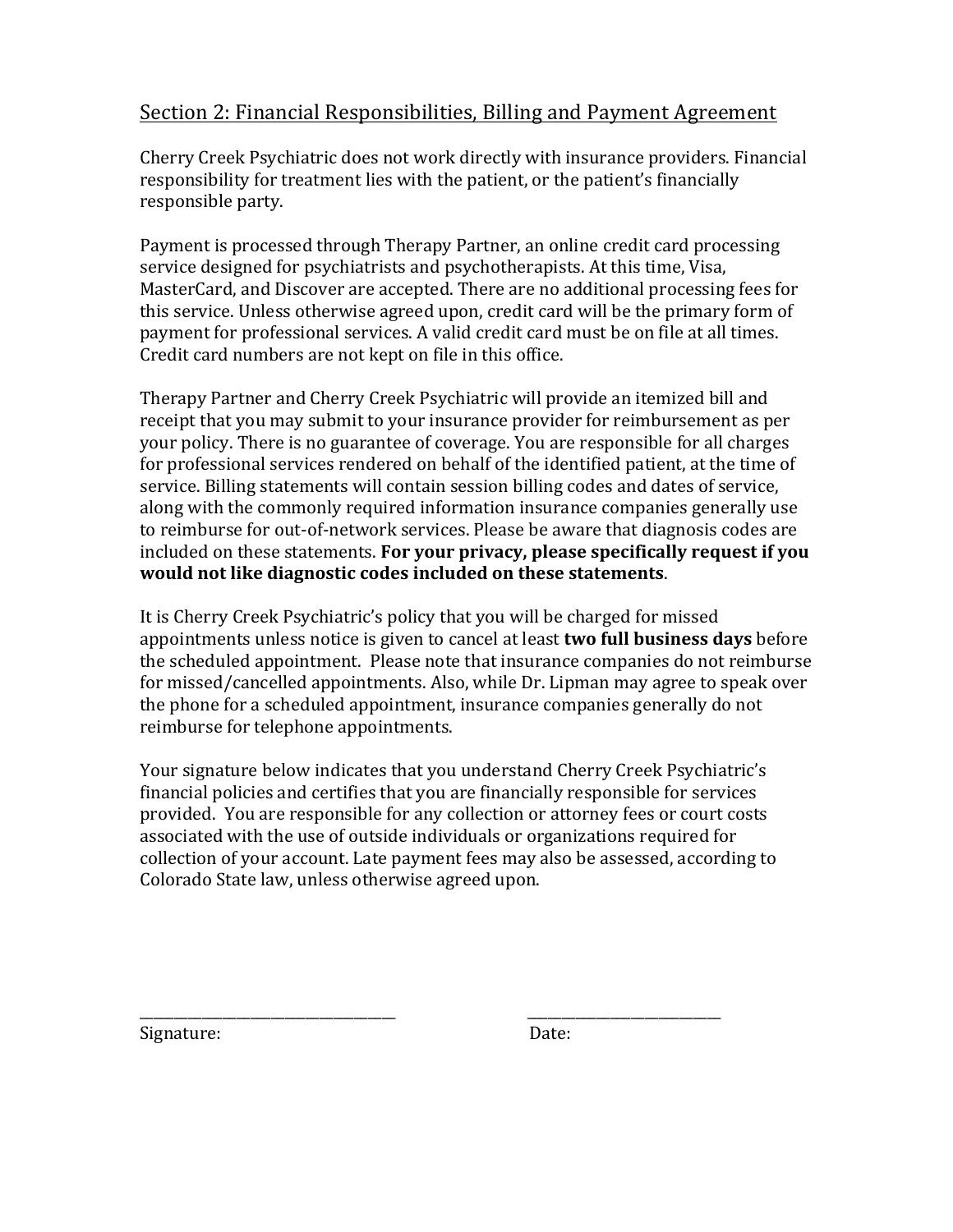## Section 2: Financial Responsibilities, Billing and Payment Agreement

Cherry Creek Psychiatric does not work directly with insurance providers. Financial responsibility for treatment lies with the patient, or the patient's financially responsible party.

Payment is processed through Therapy Partner, an online credit card processing service designed for psychiatrists and psychotherapists. At this time, Visa, MasterCard, and Discover are accepted. There are no additional processing fees for this service. Unless otherwise agreed upon, credit card will be the primary form of payment for professional services. A valid credit card must be on file at all times. Credit card numbers are not kept on file in this office.

Therapy Partner and Cherry Creek Psychiatric will provide an itemized bill and receipt that you may submit to your insurance provider for reimbursement as per your policy. There is no guarantee of coverage. You are responsible for all charges for professional services rendered on behalf of the identified patient, at the time of service. Billing statements will contain session billing codes and dates of service, along with the commonly required information insurance companies generally use to reimburse for out-of-network services. Please be aware that diagnosis codes are included on these statements. **For your privacy, please specifically request if you would not like diagnostic codes included on these statements**.

It is Cherry Creek Psychiatric's policy that you will be charged for missed appointments unless notice is given to cancel at least **two full business days** before the scheduled appointment. Please note that insurance companies do not reimburse for missed/cancelled appointments. Also, while Dr. Lipman may agree to speak over the phone for a scheduled appointment, insurance companies generally do not reimburse for telephone appointments.

Your signature below indicates that you understand Cherry Creek Psychiatric's financial policies and certifies that you are financially responsible for services provided. You are responsible for any collection or attorney fees or court costs associated with the use of outside individuals or organizations required for collection of your account. Late payment fees may also be assessed, according to Colorado State law, unless otherwise agreed upon.

\_\_\_\_\_\_\_\_\_\_\_\_\_\_\_\_\_\_\_\_\_\_\_\_\_\_\_\_\_\_\_\_\_\_\_\_ &nbsp;&nbsp;&nbsp;&nbsp; \_\_\_\_\_\_\_\_\_\_\_\_\_\_\_\_\_\_\_\_\_\_\_\_\_\_\_\_

Signature: &nbsp;&nbsp;&nbsp;&nbsp;&nbsp;&nbsp;&nbsp;&nbsp;&nbsp;&nbsp;&nbsp;&nbsp;&nbsp;&nbsp;&nbsp;&nbsp;&nbsp;&nbsp;&nbsp;&nbsp;&nbsp;&nbsp;&nbsp;&nbsp;&nbsp;&nbsp;&nbsp;&nbsp;&nbsp;&nbsp; Date: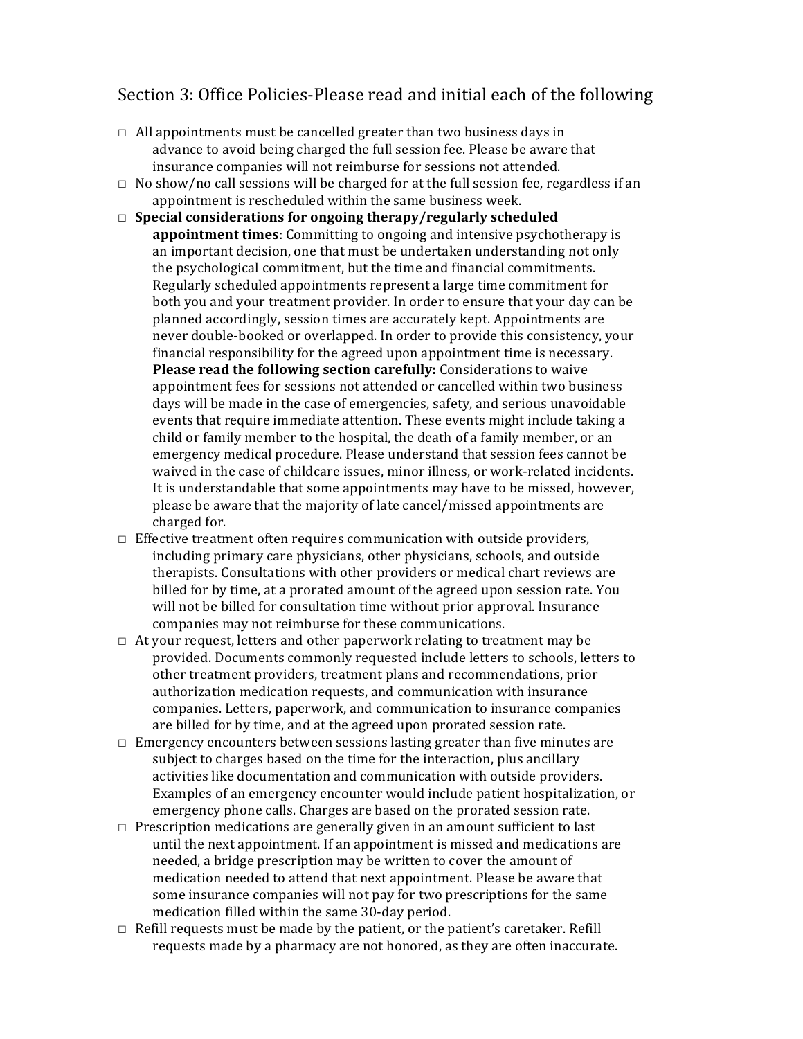## Section 3: Office Policies-Please read and initial each of the following

- □ All appointments must be cancelled greater than two business days in advance to avoid being charged the full session fee. Please be aware that insurance companies will not reimburse for sessions not attended.
- □ No show/no call sessions will be charged for at the full session fee, regardless if an appointment is rescheduled within the same business week.
- □ **Special considerations for ongoing therapy/regularly scheduled appointment times**: Committing to ongoing and intensive psychotherapy is an important decision, one that must be undertaken understanding not only the psychological commitment, but the time and financial commitments. Regularly scheduled appointments represent a large time commitment for both you and your treatment provider. In order to ensure that your day can be planned accordingly, session times are accurately kept. Appointments are never double-booked or overlapped. In order to provide this consistency, your financial responsibility for the agreed upon appointment time is necessary. **Please read the following section carefully:** Considerations to waive appointment fees for sessions not attended or cancelled within two business days will be made in the case of emergencies, safety, and serious unavoidable events that require immediate attention. These events might include taking a child or family member to the hospital, the death of a family member, or an emergency medical procedure. Please understand that session fees cannot be waived in the case of childcare issues, minor illness, or work-related incidents. It is understandable that some appointments may have to be missed, however, please be aware that the majority of late cancel/missed appointments are charged for.
- □ Effective treatment often requires communication with outside providers, including primary care physicians, other physicians, schools, and outside therapists. Consultations with other providers or medical chart reviews are billed for by time, at a prorated amount of the agreed upon session rate. You will not be billed for consultation time without prior approval. Insurance companies may not reimburse for these communications.
- □ At your request, letters and other paperwork relating to treatment may be provided. Documents commonly requested include letters to schools, letters to other treatment providers, treatment plans and recommendations, prior authorization medication requests, and communication with insurance companies. Letters, paperwork, and communication to insurance companies are billed for by time, and at the agreed upon prorated session rate.
- □ Emergency encounters between sessions lasting greater than five minutes are subject to charges based on the time for the interaction, plus ancillary activities like documentation and communication with outside providers. Examples of an emergency encounter would include patient hospitalization, or emergency phone calls. Charges are based on the prorated session rate.
- □ Prescription medications are generally given in an amount sufficient to last until the next appointment. If an appointment is missed and medications are needed, a bridge prescription may be written to cover the amount of medication needed to attend that next appointment. Please be aware that some insurance companies will not pay for two prescriptions for the same medication filled within the same 30-day period.
- □ Refill requests must be made by the patient, or the patient's caretaker. Refill requests made by a pharmacy are not honored, as they are often inaccurate.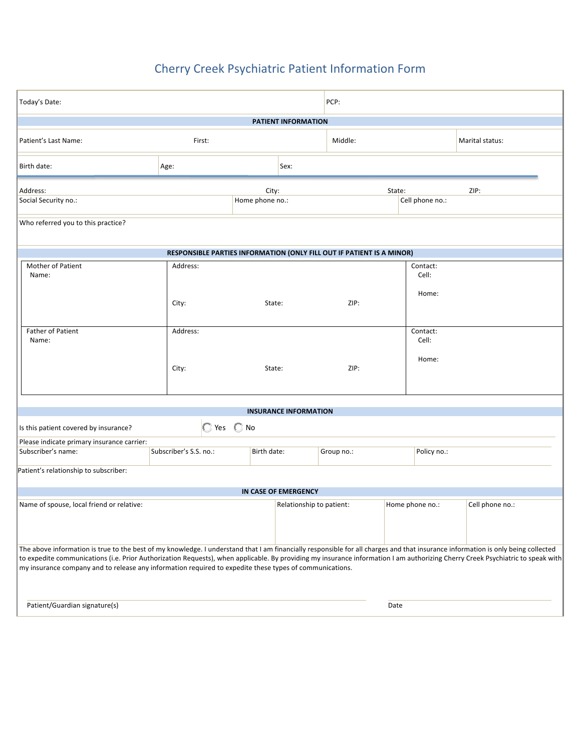# Cherry Creek Psychiatric Patient Information Form

| Today's Date: | PCP: |
|---|---|

**PATIENT INFORMATION**

| Patient's Last Name: | First: | Middle: | Marital status: |
|---|---|---|---|

| Birth date: | Age: | Sex: |
|---|---|---|

| Address: | City: | State: | ZIP: |
|---|---|---|---|

| Social Security no.: | Home phone no.: | Cell phone no.: |
|---|---|---|

Who referred you to this practice?

**RESPONSIBLE PARTIES INFORMATION (ONLY FILL OUT IF PATIENT IS A MINOR)**

| | | |
|---|---|---|
| Mother of Patient<br>Name: | Address:<br><br>City: State: ZIP: | Contact:<br>Cell:<br><br>Home: |
| Father of Patient<br>Name: | Address:<br><br>City: State: ZIP: | Contact:<br>Cell:<br><br>Home: |

**INSURANCE INFORMATION**

Is this patient covered by insurance? ◯ Yes ◯ No

Please indicate primary insurance carrier:

| Subscriber's name: | Subscriber's S.S. no.: | Birth date: | Group no.: | Policy no.: |
|---|---|---|---|---|

Patient's relationship to subscriber:

**IN CASE OF EMERGENCY**

| Name of spouse, local friend or relative: | Relationship to patient: | Home phone no.: | Cell phone no.: |
|---|---|---|---|

The above information is true to the best of my knowledge. I understand that I am financially responsible for all charges and that insurance information is only being collected to expedite communications (i.e. Prior Authorization Requests), when applicable. By providing my insurance information I am authorizing Cherry Creek Psychiatric to speak with my insurance company and to release any information required to expedite these types of communications.

Patient/Guardian signature(s) _______________________ Date _______________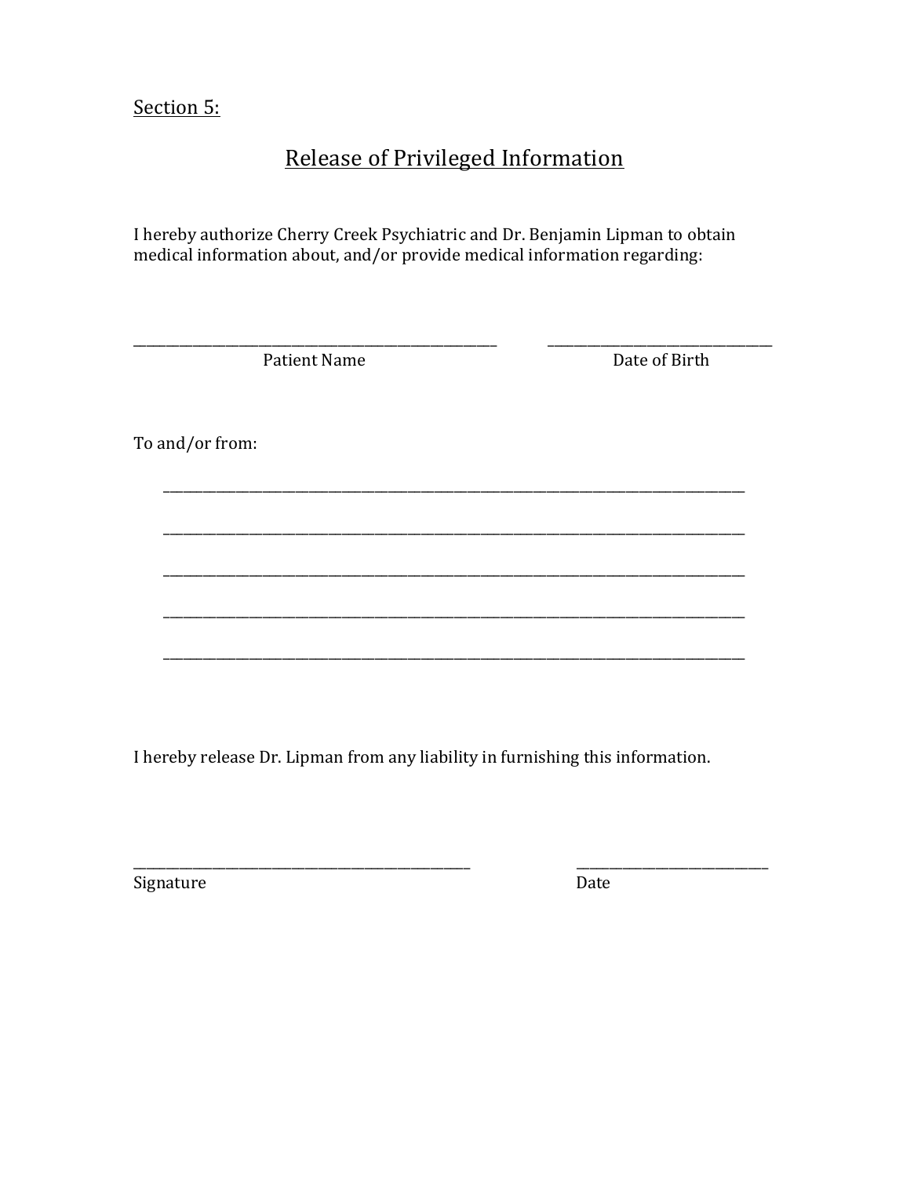Section 5:

# Release of Privileged Information

I hereby authorize Cherry Creek Psychiatric and Dr. Benjamin Lipman to obtain medical information about, and/or provide medical information regarding:

\_\_\_\_\_\_\_\_\_\_\_\_\_\_\_\_\_\_\_\_\_\_\_\_\_\_\_\_\_\_\_\_\_\_\_\_\_\_\_\_\_\_\_\_ \_\_\_\_\_\_\_\_\_\_\_\_\_\_\_\_\_\_\_\_\_\_\_\_\_\_\_\_\_\_

Patient Name                                        Date of Birth

To and/or from:

\_\_\_\_\_\_\_\_\_\_\_\_\_\_\_\_\_\_\_\_\_\_\_\_\_\_\_\_\_\_\_\_\_\_\_\_\_\_\_\_\_\_\_\_\_\_\_\_\_\_\_\_\_\_\_\_\_\_\_\_\_\_\_\_\_\_\_\_\_\_\_\_\_\_\_\_

\_\_\_\_\_\_\_\_\_\_\_\_\_\_\_\_\_\_\_\_\_\_\_\_\_\_\_\_\_\_\_\_\_\_\_\_\_\_\_\_\_\_\_\_\_\_\_\_\_\_\_\_\_\_\_\_\_\_\_\_\_\_\_\_\_\_\_\_\_\_\_\_\_\_\_\_

\_\_\_\_\_\_\_\_\_\_\_\_\_\_\_\_\_\_\_\_\_\_\_\_\_\_\_\_\_\_\_\_\_\_\_\_\_\_\_\_\_\_\_\_\_\_\_\_\_\_\_\_\_\_\_\_\_\_\_\_\_\_\_\_\_\_\_\_\_\_\_\_\_\_\_\_

\_\_\_\_\_\_\_\_\_\_\_\_\_\_\_\_\_\_\_\_\_\_\_\_\_\_\_\_\_\_\_\_\_\_\_\_\_\_\_\_\_\_\_\_\_\_\_\_\_\_\_\_\_\_\_\_\_\_\_\_\_\_\_\_\_\_\_\_\_\_\_\_\_\_\_\_

\_\_\_\_\_\_\_\_\_\_\_\_\_\_\_\_\_\_\_\_\_\_\_\_\_\_\_\_\_\_\_\_\_\_\_\_\_\_\_\_\_\_\_\_\_\_\_\_\_\_\_\_\_\_\_\_\_\_\_\_\_\_\_\_\_\_\_\_\_\_\_\_\_\_\_\_

I hereby release Dr. Lipman from any liability in furnishing this information.

\_\_\_\_\_\_\_\_\_\_\_\_\_\_\_\_\_\_\_\_\_\_\_\_\_\_\_\_\_\_\_\_\_\_\_\_\_\_\_\_ \_\_\_\_\_\_\_\_\_\_\_\_\_\_\_\_\_\_\_\_\_\_\_\_\_\_

Signature                                        Date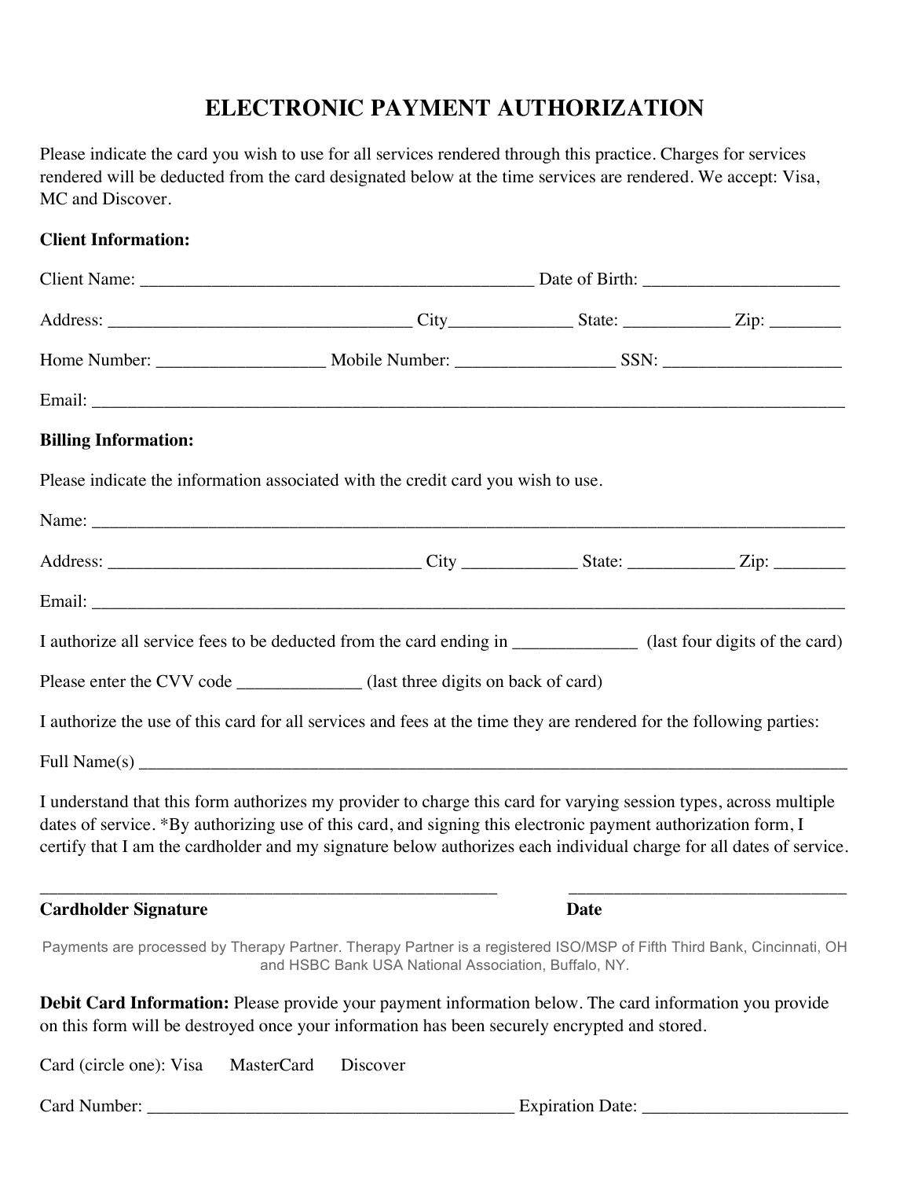# ELECTRONIC PAYMENT AUTHORIZATION

Please indicate the card you wish to use for all services rendered through this practice. Charges for services rendered will be deducted from the card designated below at the time services are rendered. We accept: Visa, MC and Discover.

**Client Information:**

Client Name: _____________________________________________ Date of Birth: ______________________

Address: ___________________________________ City______________ State: ____________ Zip: ________

Home Number: ___________________ Mobile Number: __________________ SSN: ____________________

Email: ___________________________________________________________________________________________

**Billing Information:**

Please indicate the information associated with the credit card you wish to use.

Name: ___________________________________________________________________________________________

Address: ____________________________________ City _____________ State: ____________ Zip: ________

Email: ___________________________________________________________________________________________

I authorize all service fees to be deducted from the card ending in ______________ (last four digits of the card)

Please enter the CVV code ______________ (last three digits on back of card)

I authorize the use of this card for all services and fees at the time they are rendered for the following parties:

Full Name(s) ______________________________________________________________________________________

I understand that this form authorizes my provider to charge this card for varying session types, across multiple dates of service. *By authorizing use of this card, and signing this electronic payment authorization form, I certify that I am the cardholder and my signature below authorizes each individual charge for all dates of service.

_____________________________________________________ ________________________________

**Cardholder Signature** **Date**

Payments are processed by Therapy Partner. Therapy Partner is a registered ISO/MSP of Fifth Third Bank, Cincinnati, OH and HSBC Bank USA National Association, Buffalo, NY.

**Debit Card Information:** Please provide your payment information below. The card information you provide on this form will be destroyed once your information has been securely encrypted and stored.

Card (circle one): Visa MasterCard Discover

Card Number: __________________________________________ Expiration Date: _______________________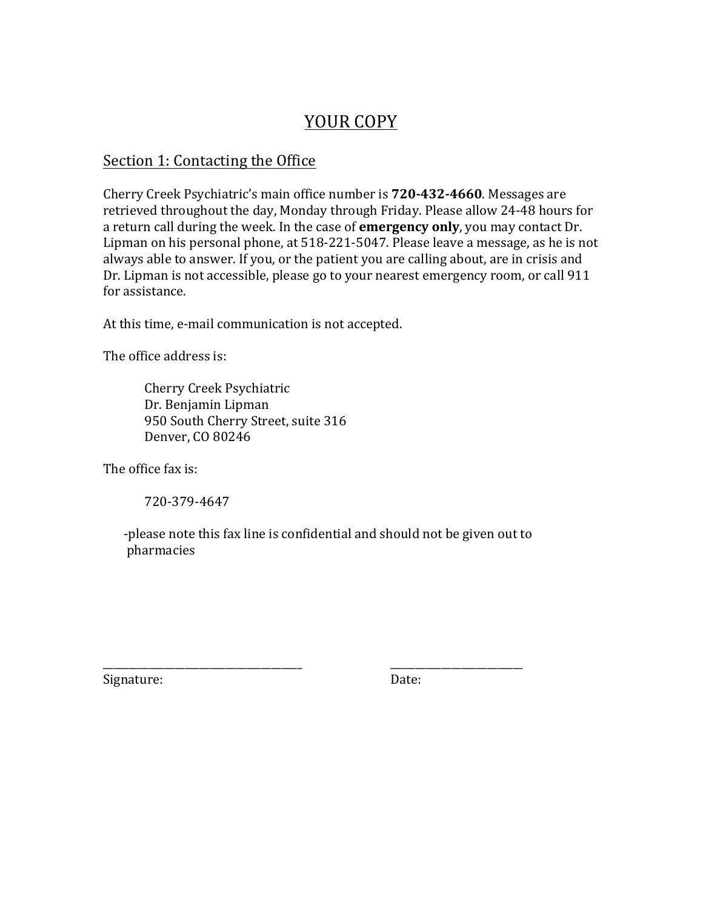# YOUR COPY

## Section 1: Contacting the Office

Cherry Creek Psychiatric's main office number is **720-432-4660**. Messages are retrieved throughout the day, Monday through Friday. Please allow 24-48 hours for a return call during the week. In the case of **emergency only**, you may contact Dr. Lipman on his personal phone, at 518-221-5047. Please leave a message, as he is not always able to answer. If you, or the patient you are calling about, are in crisis and Dr. Lipman is not accessible, please go to your nearest emergency room, or call 911 for assistance.

At this time, e-mail communication is not accepted.

The office address is:

> Cherry Creek Psychiatric
> Dr. Benjamin Lipman
> 950 South Cherry Street, suite 316
> Denver, CO 80246

The office fax is:

> 720-379-4647

-please note this fax line is confidential and should not be given out to pharmacies

\_\_\_\_\_\_\_\_\_\_\_\_\_\_\_\_\_\_\_\_\_\_\_\_\_\_\_\_\_\_\_\_\_\_\_\_ \_\_\_\_\_\_\_\_\_\_\_\_\_\_\_\_\_\_\_\_\_\_\_\_

Signature: Date: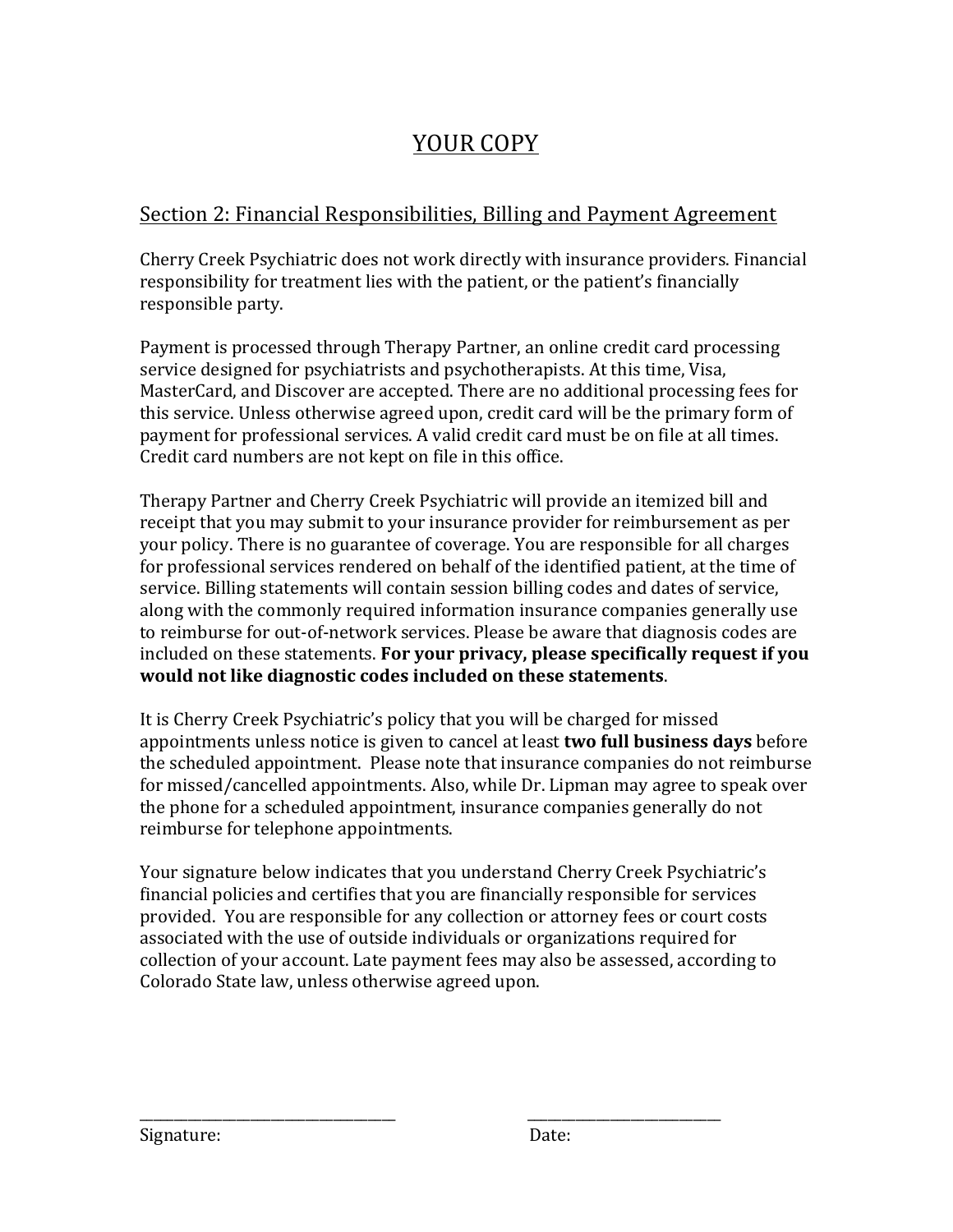# YOUR COPY

## Section 2: Financial Responsibilities, Billing and Payment Agreement

Cherry Creek Psychiatric does not work directly with insurance providers. Financial responsibility for treatment lies with the patient, or the patient's financially responsible party.

Payment is processed through Therapy Partner, an online credit card processing service designed for psychiatrists and psychotherapists. At this time, Visa, MasterCard, and Discover are accepted. There are no additional processing fees for this service. Unless otherwise agreed upon, credit card will be the primary form of payment for professional services. A valid credit card must be on file at all times. Credit card numbers are not kept on file in this office.

Therapy Partner and Cherry Creek Psychiatric will provide an itemized bill and receipt that you may submit to your insurance provider for reimbursement as per your policy. There is no guarantee of coverage. You are responsible for all charges for professional services rendered on behalf of the identified patient, at the time of service. Billing statements will contain session billing codes and dates of service, along with the commonly required information insurance companies generally use to reimburse for out-of-network services. Please be aware that diagnosis codes are included on these statements. **For your privacy, please specifically request if you would not like diagnostic codes included on these statements**.

It is Cherry Creek Psychiatric's policy that you will be charged for missed appointments unless notice is given to cancel at least **two full business days** before the scheduled appointment. Please note that insurance companies do not reimburse for missed/cancelled appointments. Also, while Dr. Lipman may agree to speak over the phone for a scheduled appointment, insurance companies generally do not reimburse for telephone appointments.

Your signature below indicates that you understand Cherry Creek Psychiatric's financial policies and certifies that you are financially responsible for services provided. You are responsible for any collection or attorney fees or court costs associated with the use of outside individuals or organizations required for collection of your account. Late payment fees may also be assessed, according to Colorado State law, unless otherwise agreed upon.

\_\_\_\_\_\_\_\_\_\_\_\_\_\_\_\_\_\_\_\_\_\_\_\_\_\_\_\_\_\_\_\_\_\_ &nbsp;&nbsp;&nbsp;&nbsp;&nbsp;&nbsp;&nbsp;&nbsp; \_\_\_\_\_\_\_\_\_\_\_\_\_\_\_\_\_\_\_\_\_\_\_\_\_\_

Signature: &nbsp;&nbsp;&nbsp;&nbsp;&nbsp;&nbsp;&nbsp;&nbsp;&nbsp;&nbsp;&nbsp;&nbsp;&nbsp;&nbsp;&nbsp;&nbsp;&nbsp;&nbsp;&nbsp;&nbsp;&nbsp;&nbsp;&nbsp;&nbsp;&nbsp;&nbsp;&nbsp;&nbsp;&nbsp;&nbsp; Date: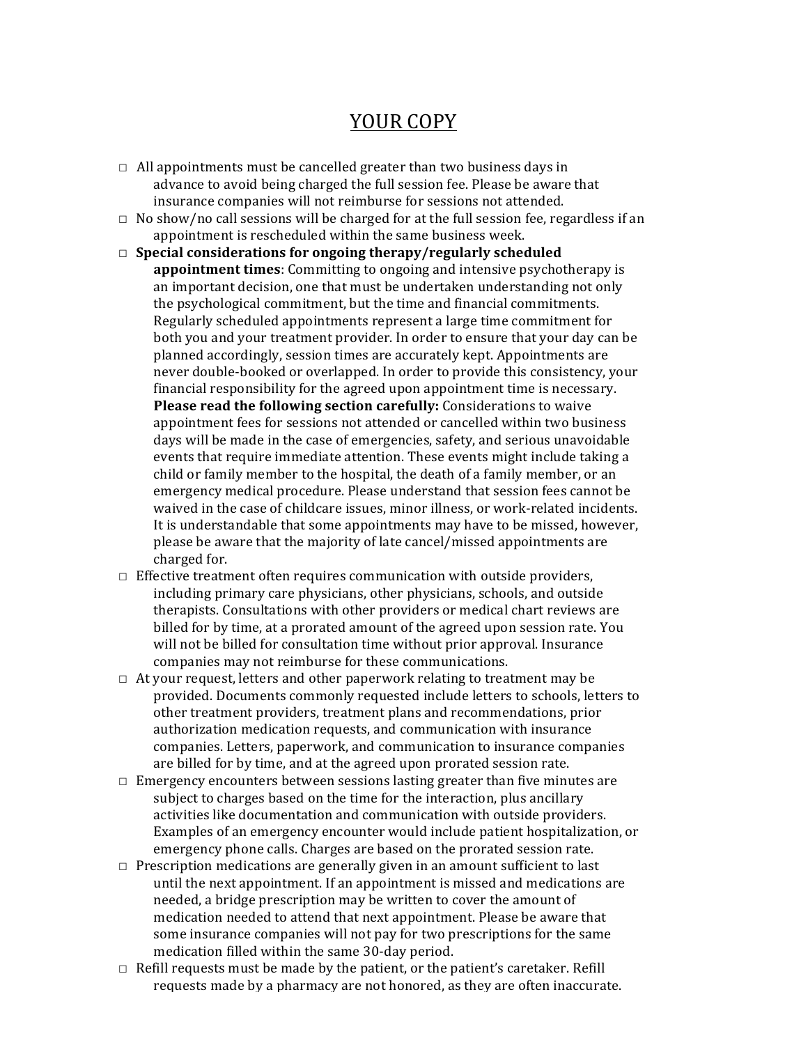## YOUR COPY

- ☐ All appointments must be cancelled greater than two business days in advance to avoid being charged the full session fee. Please be aware that insurance companies will not reimburse for sessions not attended.
- ☐ No show/no call sessions will be charged for at the full session fee, regardless if an appointment is rescheduled within the same business week.
- ☐ **Special considerations for ongoing therapy/regularly scheduled appointment times**: Committing to ongoing and intensive psychotherapy is an important decision, one that must be undertaken understanding not only the psychological commitment, but the time and financial commitments. Regularly scheduled appointments represent a large time commitment for both you and your treatment provider. In order to ensure that your day can be planned accordingly, session times are accurately kept. Appointments are never double-booked or overlapped. In order to provide this consistency, your financial responsibility for the agreed upon appointment time is necessary. **Please read the following section carefully:** Considerations to waive appointment fees for sessions not attended or cancelled within two business days will be made in the case of emergencies, safety, and serious unavoidable events that require immediate attention. These events might include taking a child or family member to the hospital, the death of a family member, or an emergency medical procedure. Please understand that session fees cannot be waived in the case of childcare issues, minor illness, or work-related incidents. It is understandable that some appointments may have to be missed, however, please be aware that the majority of late cancel/missed appointments are charged for.
- ☐ Effective treatment often requires communication with outside providers, including primary care physicians, other physicians, schools, and outside therapists. Consultations with other providers or medical chart reviews are billed for by time, at a prorated amount of the agreed upon session rate. You will not be billed for consultation time without prior approval. Insurance companies may not reimburse for these communications.
- ☐ At your request, letters and other paperwork relating to treatment may be provided. Documents commonly requested include letters to schools, letters to other treatment providers, treatment plans and recommendations, prior authorization medication requests, and communication with insurance companies. Letters, paperwork, and communication to insurance companies are billed for by time, and at the agreed upon prorated session rate.
- ☐ Emergency encounters between sessions lasting greater than five minutes are subject to charges based on the time for the interaction, plus ancillary activities like documentation and communication with outside providers. Examples of an emergency encounter would include patient hospitalization, or emergency phone calls. Charges are based on the prorated session rate.
- ☐ Prescription medications are generally given in an amount sufficient to last until the next appointment. If an appointment is missed and medications are needed, a bridge prescription may be written to cover the amount of medication needed to attend that next appointment. Please be aware that some insurance companies will not pay for two prescriptions for the same medication filled within the same 30-day period.
- ☐ Refill requests must be made by the patient, or the patient's caretaker. Refill requests made by a pharmacy are not honored, as they are often inaccurate.